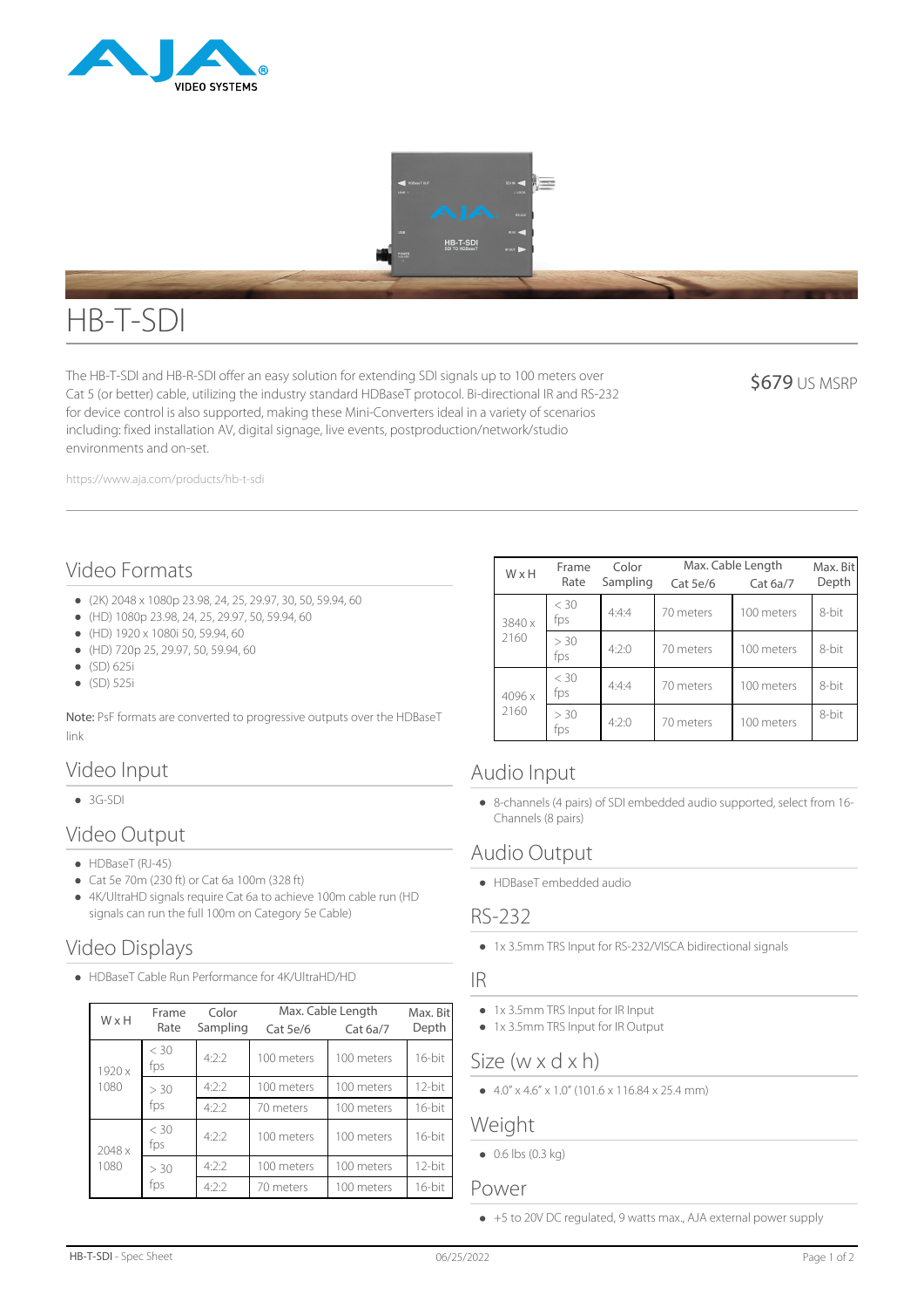# HB-T-SDI

The HB-T-SDI and HB-R-SDI offer an easy solution for extending SDI signals up to 100 meters over Cat 5 (or better) cable, utilizing the industry standard HDBaseT protocol. Bi-directional IR and RS-232 for device control is also supported, making these Mini-Converters ideal in a variety of scenarios including: fixed installation AV, digital signage, live events, postproduction/network/studio environments and on-set.

$679 US MSRP

https://www.aja.com/products/hb-t-sdi

## Video Formats

- (2K) 2048 x 1080p 23.98, 24, 25, 29.97, 30, 50, 59.94, 60
- (HD) 1080p 23.98, 24, 25, 29.97, 50, 59.94, 60
- (HD) 1920 x 1080i 50, 59.94, 60
- (HD) 720p 25, 29.97, 50, 59.94, 60
- (SD) 625i
- (SD) 525i

**Note:** PsF formats are converted to progressive outputs over the HDBaseT link

## Video Input

- 3G-SDI

## Video Output

- HDBaseT (RJ-45)
- Cat 5e 70m (230 ft) or Cat 6a 100m (328 ft)
- 4K/UltraHD signals require Cat 6a to achieve 100m cable run (HD signals can run the full 100m on Category 5e Cable)

## Video Displays

- HDBaseT Cable Run Performance for 4K/UltraHD/HD

| W x H | Frame Rate | Color Sampling | Max. Cable Length | | Max. Bit Depth |
|---|---|---|---|---|---|
| | | | Cat 5e/6 | Cat 6a/7 | |
| 1920 x 1080 | < 30 fps | 4:2:2 | 100 meters | 100 meters | 16-bit |
| | > 30 fps | 4:2:2 | 100 meters | 100 meters | 12-bit |
| | | 4:2:2 | 70 meters | 100 meters | 16-bit |
| 2048 x 1080 | < 30 fps | 4:2:2 | 100 meters | 100 meters | 16-bit |
| | > 30 fps | 4:2:2 | 100 meters | 100 meters | 12-bit |
| | | 4:2:2 | 70 meters | 100 meters | 16-bit |

| W x H | Frame Rate | Color Sampling | Max. Cable Length | | Max. Bit Depth |
|---|---|---|---|---|---|
| | | | Cat 5e/6 | Cat 6a/7 | |
| 3840 x 2160 | < 30 fps | 4:4:4 | 70 meters | 100 meters | 8-bit |
| | > 30 fps | 4:2:0 | 70 meters | 100 meters | 8-bit |
| 4096 x 2160 | < 30 fps | 4:4:4 | 70 meters | 100 meters | 8-bit |
| | > 30 fps | 4:2:0 | 70 meters | 100 meters | 8-bit |

## Audio Input

- 8-channels (4 pairs) of SDI embedded audio supported, select from 16-Channels (8 pairs)

## Audio Output

- HDBaseT embedded audio

## RS-232

- 1x 3.5mm TRS Input for RS-232/VISCA bidirectional signals

## IR

- 1x 3.5mm TRS Input for IR Input
- 1x 3.5mm TRS Input for IR Output

## Size (w x d x h)

- 4.0" x 4.6" x 1.0" (101.6 x 116.84 x 25.4 mm)

## Weight

- 0.6 lbs (0.3 kg)

## Power

- +5 to 20V DC regulated, 9 watts max., AJA external power supply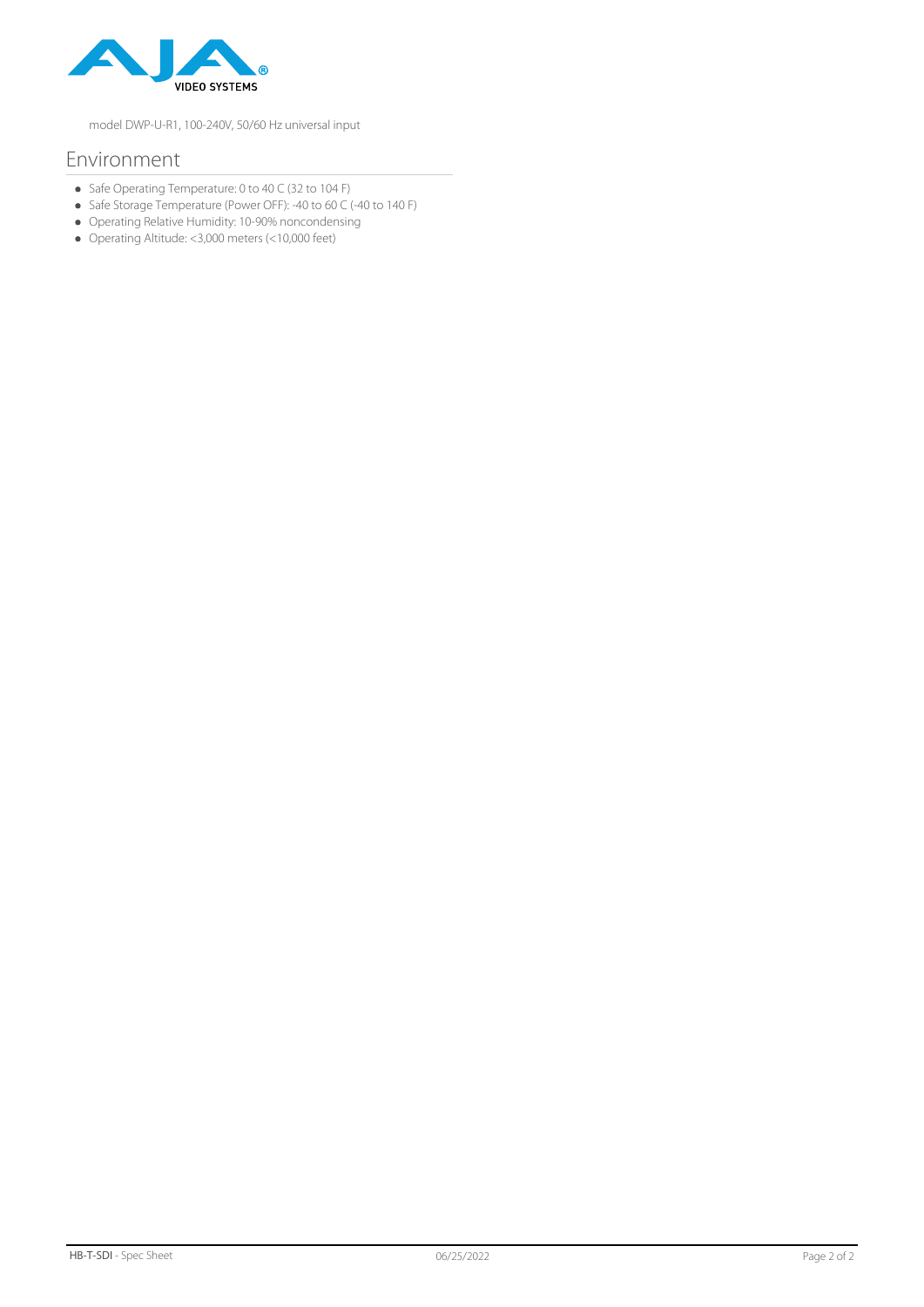model DWP-U-R1, 100-240V, 50/60 Hz universal input

## Environment

- Safe Operating Temperature: 0 to 40 C (32 to 104 F)
- Safe Storage Temperature (Power OFF): -40 to 60 C (-40 to 140 F)
- Operating Relative Humidity: 10-90% noncondensing
- Operating Altitude: <3,000 meters (<10,000 feet)